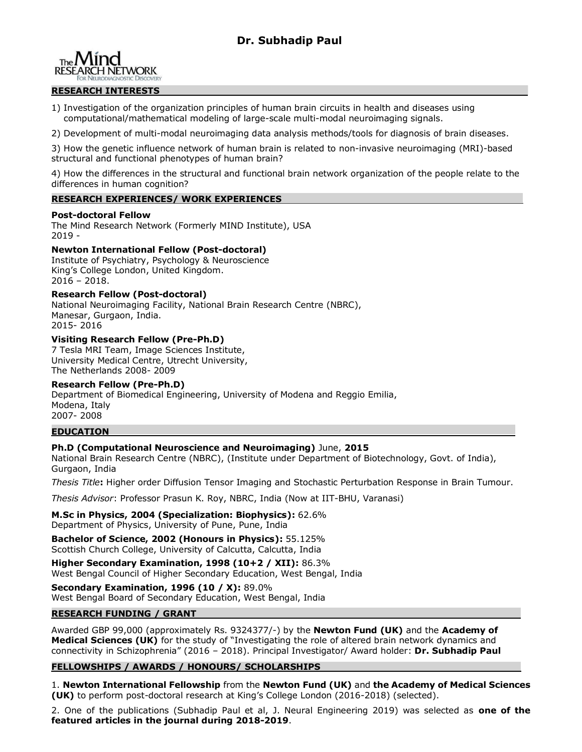# Dr. Subhadip Paul

The Mind RESEARCH NETWORK
For Neurodiagnostic Discovery

## RESEARCH INTERESTS

1) Investigation of the organization principles of human brain circuits in health and diseases using computational/mathematical modeling of large-scale multi-modal neuroimaging signals.

2) Development of multi-modal neuroimaging data analysis methods/tools for diagnosis of brain diseases.

3) How the genetic influence network of human brain is related to non-invasive neuroimaging (MRI)-based structural and functional phenotypes of human brain?

4) How the differences in the structural and functional brain network organization of the people relate to the differences in human cognition?

## RESEARCH EXPERIENCES/ WORK EXPERIENCES

**Post-doctoral Fellow**
The Mind Research Network (Formerly MIND Institute), USA
2019 -

**Newton International Fellow (Post-doctoral)**
Institute of Psychiatry, Psychology & Neuroscience
King's College London, United Kingdom.
2016 – 2018.

**Research Fellow (Post-doctoral)**
National Neuroimaging Facility, National Brain Research Centre (NBRC),
Manesar, Gurgaon, India.
2015- 2016

**Visiting Research Fellow (Pre-Ph.D)**
7 Tesla MRI Team, Image Sciences Institute,
University Medical Centre, Utrecht University,
The Netherlands 2008- 2009

**Research Fellow (Pre-Ph.D)**
Department of Biomedical Engineering, University of Modena and Reggio Emilia,
Modena, Italy
2007- 2008

## EDUCATION

**Ph.D (Computational Neuroscience and Neuroimaging)** June, **2015**
National Brain Research Centre (NBRC), (Institute under Department of Biotechnology, Govt. of India), Gurgaon, India

*Thesis Title***:** Higher order Diffusion Tensor Imaging and Stochastic Perturbation Response in Brain Tumour.

*Thesis Advisor*: Professor Prasun K. Roy, NBRC, India (Now at IIT-BHU, Varanasi)

**M.Sc in Physics, 2004 (Specialization: Biophysics):** 62.6%
Department of Physics, University of Pune, Pune, India

**Bachelor of Science, 2002 (Honours in Physics):** 55.125%
Scottish Church College, University of Calcutta, Calcutta, India

**Higher Secondary Examination, 1998 (10+2 / XII):** 86.3%
West Bengal Council of Higher Secondary Education, West Bengal, India

**Secondary Examination, 1996 (10 / X):** 89.0%
West Bengal Board of Secondary Education, West Bengal, India

## RESEARCH FUNDING / GRANT

Awarded GBP 99,000 (approximately Rs. 9324377/-) by the **Newton Fund (UK)** and the **Academy of Medical Sciences (UK)** for the study of "Investigating the role of altered brain network dynamics and connectivity in Schizophrenia" (2016 – 2018). Principal Investigator/ Award holder: **Dr. Subhadip Paul**

## FELLOWSHIPS / AWARDS / HONOURS/ SCHOLARSHIPS

1. **Newton International Fellowship** from the **Newton Fund (UK)** and **the Academy of Medical Sciences (UK)** to perform post-doctoral research at King's College London (2016-2018) (selected).

2. One of the publications (Subhadip Paul et al, J. Neural Engineering 2019) was selected as **one of the featured articles in the journal during 2018-2019**.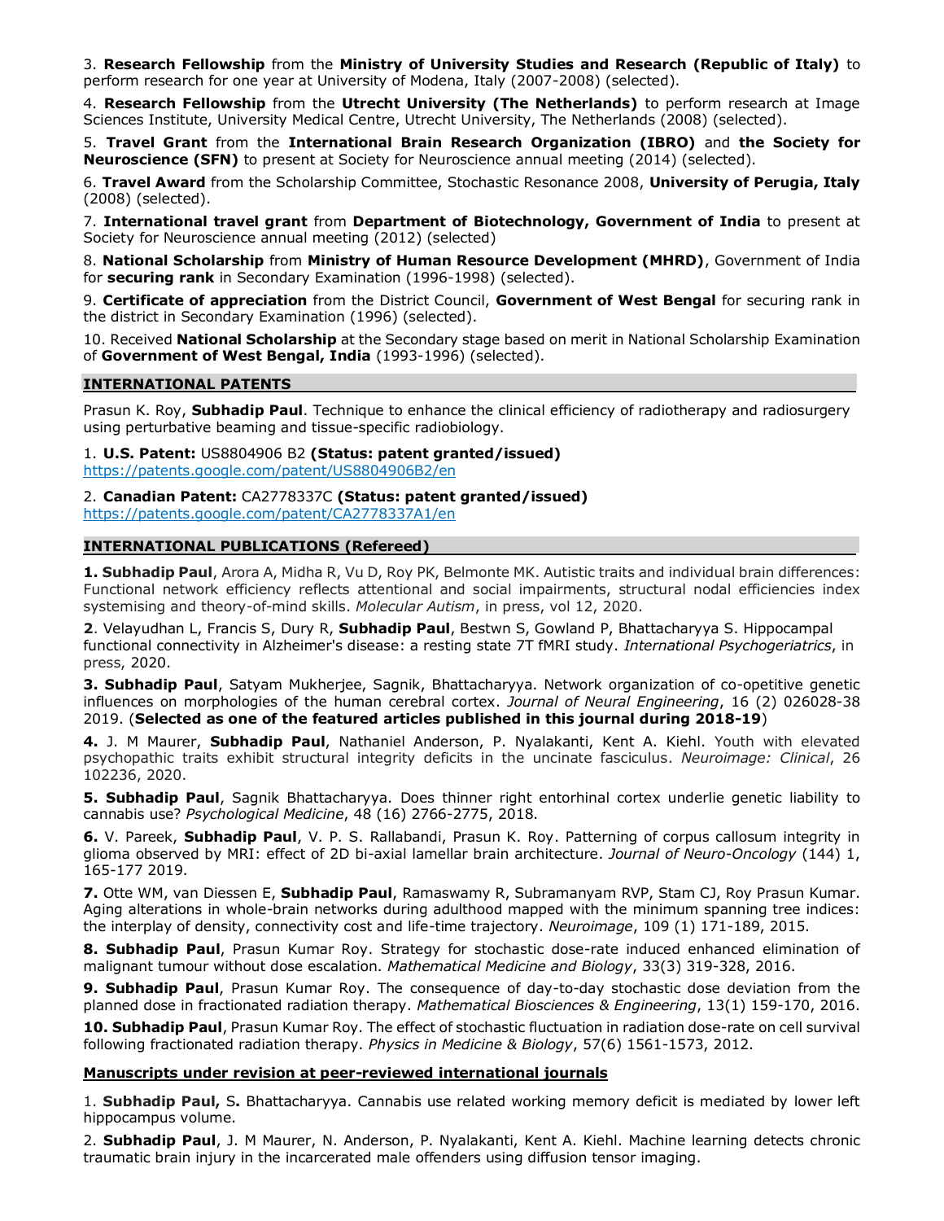3. **Research Fellowship** from the **Ministry of University Studies and Research (Republic of Italy)** to perform research for one year at University of Modena, Italy (2007-2008) (selected).

4. **Research Fellowship** from the **Utrecht University (The Netherlands)** to perform research at Image Sciences Institute, University Medical Centre, Utrecht University, The Netherlands (2008) (selected).

5. **Travel Grant** from the **International Brain Research Organization (IBRO)** and **the Society for Neuroscience (SFN)** to present at Society for Neuroscience annual meeting (2014) (selected).

6. **Travel Award** from the Scholarship Committee, Stochastic Resonance 2008, **University of Perugia, Italy** (2008) (selected).

7. **International travel grant** from **Department of Biotechnology, Government of India** to present at Society for Neuroscience annual meeting (2012) (selected)

8. **National Scholarship** from **Ministry of Human Resource Development (MHRD)**, Government of India for **securing rank** in Secondary Examination (1996-1998) (selected).

9. **Certificate of appreciation** from the District Council, **Government of West Bengal** for securing rank in the district in Secondary Examination (1996) (selected).

10. Received **National Scholarship** at the Secondary stage based on merit in National Scholarship Examination of **Government of West Bengal, India** (1993-1996) (selected).

## INTERNATIONAL PATENTS

Prasun K. Roy, **Subhadip Paul**. Technique to enhance the clinical efficiency of radiotherapy and radiosurgery using perturbative beaming and tissue-specific radiobiology.

1. **U.S. Patent:** US8804906 B2 **(Status: patent granted/issued)**
https://patents.google.com/patent/US8804906B2/en

2. **Canadian Patent:** CA2778337C **(Status: patent granted/issued)**
https://patents.google.com/patent/CA2778337A1/en

## INTERNATIONAL PUBLICATIONS (Refereed)

**1. Subhadip Paul**, Arora A, Midha R, Vu D, Roy PK, Belmonte MK. Autistic traits and individual brain differences: Functional network efficiency reflects attentional and social impairments, structural nodal efficiencies index systemising and theory-of-mind skills. *Molecular Autism*, in press, vol 12, 2020.

**2**. Velayudhan L, Francis S, Dury R, **Subhadip Paul**, Bestwn S, Gowland P, Bhattacharyya S. Hippocampal functional connectivity in Alzheimer's disease: a resting state 7T fMRI study. *International Psychogeriatrics*, in press, 2020.

**3. Subhadip Paul**, Satyam Mukherjee, Sagnik, Bhattacharyya. Network organization of co-opetitive genetic influences on morphologies of the human cerebral cortex. *Journal of Neural Engineering*, 16 (2) 026028-38 2019. (**Selected as one of the featured articles published in this journal during 2018-19**)

**4.** J. M Maurer, **Subhadip Paul**, Nathaniel Anderson, P. Nyalakanti, Kent A. Kiehl. Youth with elevated psychopathic traits exhibit structural integrity deficits in the uncinate fasciculus. *Neuroimage: Clinical*, 26 102236, 2020.

**5. Subhadip Paul**, Sagnik Bhattacharyya. Does thinner right entorhinal cortex underlie genetic liability to cannabis use? *Psychological Medicine*, 48 (16) 2766-2775, 2018.

**6.** V. Pareek, **Subhadip Paul**, V. P. S. Rallabandi, Prasun K. Roy. Patterning of corpus callosum integrity in glioma observed by MRI: effect of 2D bi-axial lamellar brain architecture. *Journal of Neuro-Oncology* (144) 1, 165-177 2019.

**7.** Otte WM, van Diessen E, **Subhadip Paul**, Ramaswamy R, Subramanyam RVP, Stam CJ, Roy Prasun Kumar. Aging alterations in whole-brain networks during adulthood mapped with the minimum spanning tree indices: the interplay of density, connectivity cost and life-time trajectory. *Neuroimage*, 109 (1) 171-189, 2015.

**8. Subhadip Paul**, Prasun Kumar Roy. Strategy for stochastic dose-rate induced enhanced elimination of malignant tumour without dose escalation. *Mathematical Medicine and Biology*, 33(3) 319-328, 2016.

**9. Subhadip Paul**, Prasun Kumar Roy. The consequence of day-to-day stochastic dose deviation from the planned dose in fractionated radiation therapy. *Mathematical Biosciences & Engineering*, 13(1) 159-170, 2016.

**10. Subhadip Paul**, Prasun Kumar Roy. The effect of stochastic fluctuation in radiation dose-rate on cell survival following fractionated radiation therapy. *Physics in Medicine & Biology*, 57(6) 1561-1573, 2012.

### Manuscripts under revision at peer-reviewed international journals

1. **Subhadip Paul,** S**.** Bhattacharyya. Cannabis use related working memory deficit is mediated by lower left hippocampus volume.

2. **Subhadip Paul**, J. M Maurer, N. Anderson, P. Nyalakanti, Kent A. Kiehl. Machine learning detects chronic traumatic brain injury in the incarcerated male offenders using diffusion tensor imaging.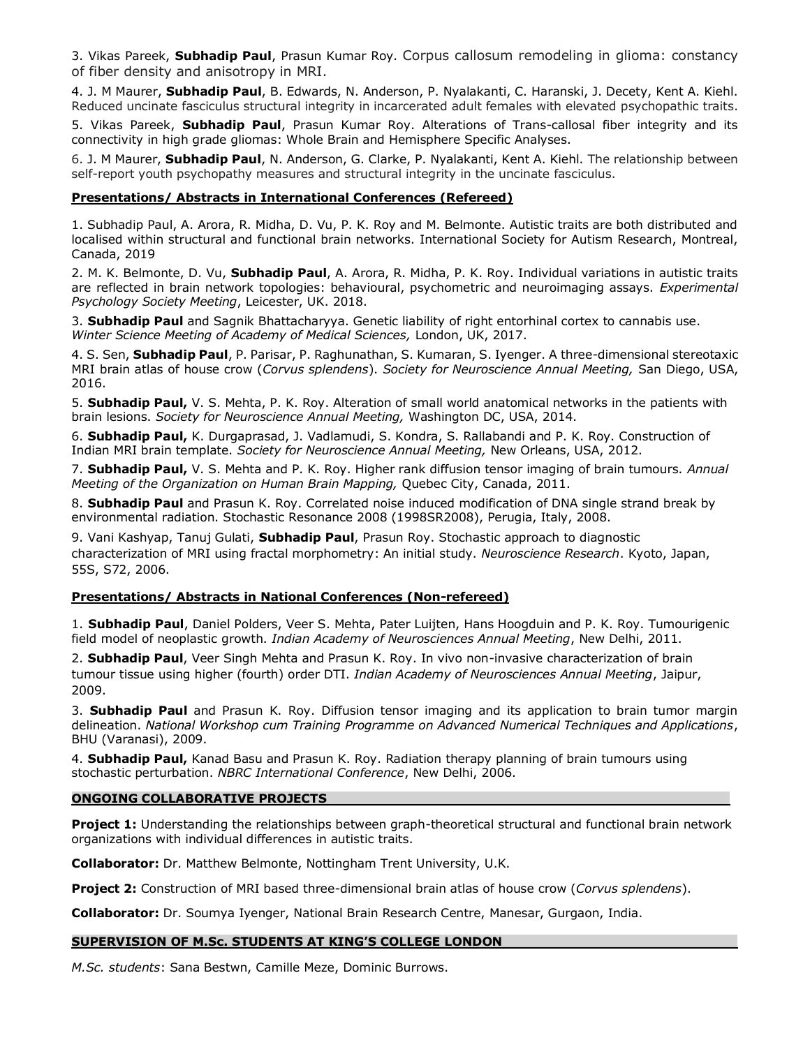3. Vikas Pareek, **Subhadip Paul**, Prasun Kumar Roy. Corpus callosum remodeling in glioma: constancy of fiber density and anisotropy in MRI.

4. J. M Maurer, **Subhadip Paul**, B. Edwards, N. Anderson, P. Nyalakanti, C. Haranski, J. Decety, Kent A. Kiehl. Reduced uncinate fasciculus structural integrity in incarcerated adult females with elevated psychopathic traits.

5. Vikas Pareek, **Subhadip Paul**, Prasun Kumar Roy. Alterations of Trans-callosal fiber integrity and its connectivity in high grade gliomas: Whole Brain and Hemisphere Specific Analyses.

6. J. M Maurer, **Subhadip Paul**, N. Anderson, G. Clarke, P. Nyalakanti, Kent A. Kiehl. The relationship between self-report youth psychopathy measures and structural integrity in the uncinate fasciculus.

## Presentations/ Abstracts in International Conferences (Refereed)

1. Subhadip Paul, A. Arora, R. Midha, D. Vu, P. K. Roy and M. Belmonte. Autistic traits are both distributed and localised within structural and functional brain networks. International Society for Autism Research, Montreal, Canada, 2019

2. M. K. Belmonte, D. Vu, **Subhadip Paul**, A. Arora, R. Midha, P. K. Roy. Individual variations in autistic traits are reflected in brain network topologies: behavioural, psychometric and neuroimaging assays. *Experimental Psychology Society Meeting*, Leicester, UK. 2018.

3. **Subhadip Paul** and Sagnik Bhattacharyya. Genetic liability of right entorhinal cortex to cannabis use. *Winter Science Meeting of Academy of Medical Sciences,* London, UK, 2017.

4. S. Sen, **Subhadip Paul**, P. Parisar, P. Raghunathan, S. Kumaran, S. Iyenger. A three-dimensional stereotaxic MRI brain atlas of house crow (*Corvus splendens*). *Society for Neuroscience Annual Meeting,* San Diego, USA, 2016.

5. **Subhadip Paul,** V. S. Mehta, P. K. Roy. Alteration of small world anatomical networks in the patients with brain lesions. *Society for Neuroscience Annual Meeting,* Washington DC, USA, 2014.

6. **Subhadip Paul,** K. Durgaprasad, J. Vadlamudi, S. Kondra, S. Rallabandi and P. K. Roy. Construction of Indian MRI brain template. *Society for Neuroscience Annual Meeting,* New Orleans, USA, 2012.

7. **Subhadip Paul,** V. S. Mehta and P. K. Roy. Higher rank diffusion tensor imaging of brain tumours. *Annual Meeting of the Organization on Human Brain Mapping,* Quebec City, Canada, 2011.

8. **Subhadip Paul** and Prasun K. Roy. Correlated noise induced modification of DNA single strand break by environmental radiation. Stochastic Resonance 2008 (1998SR2008), Perugia, Italy, 2008.

9. Vani Kashyap, Tanuj Gulati, **Subhadip Paul**, Prasun Roy. Stochastic approach to diagnostic characterization of MRI using fractal morphometry: An initial study. *Neuroscience Research*. Kyoto, Japan, 55S, S72, 2006.

## Presentations/ Abstracts in National Conferences (Non-refereed)

1. **Subhadip Paul**, Daniel Polders, Veer S. Mehta, Pater Luijten, Hans Hoogduin and P. K. Roy. Tumourigenic field model of neoplastic growth. *Indian Academy of Neurosciences Annual Meeting*, New Delhi, 2011.

2. **Subhadip Paul**, Veer Singh Mehta and Prasun K. Roy. In vivo non-invasive characterization of brain tumour tissue using higher (fourth) order DTI. *Indian Academy of Neurosciences Annual Meeting*, Jaipur, 2009.

3. **Subhadip Paul** and Prasun K. Roy. Diffusion tensor imaging and its application to brain tumor margin delineation. *National Workshop cum Training Programme on Advanced Numerical Techniques and Applications*, BHU (Varanasi), 2009.

4. **Subhadip Paul,** Kanad Basu and Prasun K. Roy. Radiation therapy planning of brain tumours using stochastic perturbation. *NBRC International Conference*, New Delhi, 2006.

## ONGOING COLLABORATIVE PROJECTS

**Project 1:** Understanding the relationships between graph-theoretical structural and functional brain network organizations with individual differences in autistic traits.

**Collaborator:** Dr. Matthew Belmonte, Nottingham Trent University, U.K.

**Project 2:** Construction of MRI based three-dimensional brain atlas of house crow (*Corvus splendens*).

**Collaborator:** Dr. Soumya Iyenger, National Brain Research Centre, Manesar, Gurgaon, India.

## SUPERVISION OF M.Sc. STUDENTS AT KING'S COLLEGE LONDON

*M.Sc. students*: Sana Bestwn, Camille Meze, Dominic Burrows.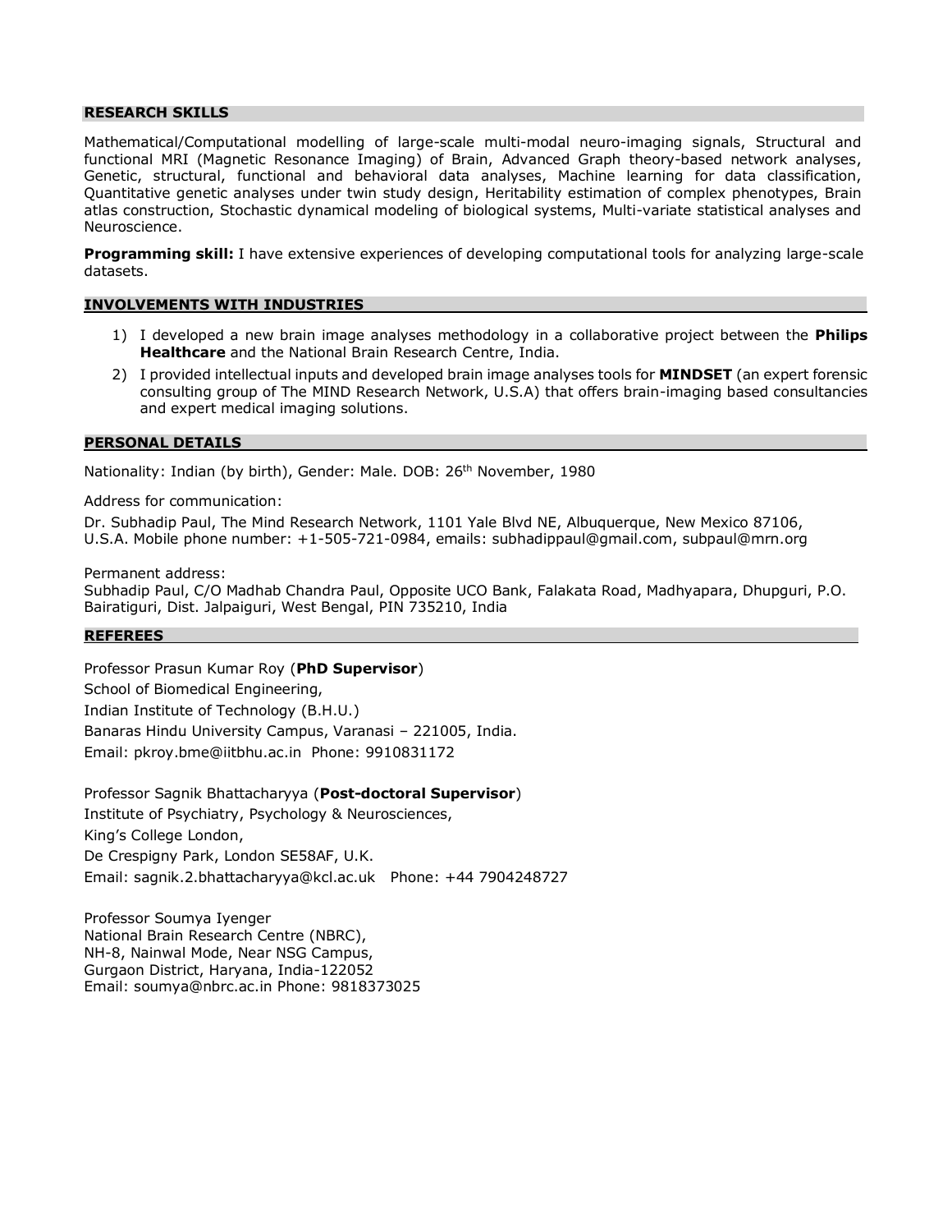## RESEARCH SKILLS

Mathematical/Computational modelling of large-scale multi-modal neuro-imaging signals, Structural and functional MRI (Magnetic Resonance Imaging) of Brain, Advanced Graph theory-based network analyses, Genetic, structural, functional and behavioral data analyses, Machine learning for data classification, Quantitative genetic analyses under twin study design, Heritability estimation of complex phenotypes, Brain atlas construction, Stochastic dynamical modeling of biological systems, Multi-variate statistical analyses and Neuroscience.

**Programming skill:** I have extensive experiences of developing computational tools for analyzing large-scale datasets.

## INVOLVEMENTS WITH INDUSTRIES

1) I developed a new brain image analyses methodology in a collaborative project between the **Philips Healthcare** and the National Brain Research Centre, India.
2) I provided intellectual inputs and developed brain image analyses tools for **MINDSET** (an expert forensic consulting group of The MIND Research Network, U.S.A) that offers brain-imaging based consultancies and expert medical imaging solutions.

## PERSONAL DETAILS

Nationality: Indian (by birth), Gender: Male. DOB: 26th November, 1980

Address for communication:

Dr. Subhadip Paul, The Mind Research Network, 1101 Yale Blvd NE, Albuquerque, New Mexico 87106, U.S.A. Mobile phone number: +1-505-721-0984, emails: subhadippaul@gmail.com, subpaul@mrn.org

Permanent address:
Subhadip Paul, C/O Madhab Chandra Paul, Opposite UCO Bank, Falakata Road, Madhyapara, Dhupguri, P.O. Bairatiguri, Dist. Jalpaiguri, West Bengal, PIN 735210, India

## REFEREES

Professor Prasun Kumar Roy (**PhD Supervisor**)
School of Biomedical Engineering,
Indian Institute of Technology (B.H.U.)
Banaras Hindu University Campus, Varanasi – 221005, India.
Email: pkroy.bme@iitbhu.ac.in Phone: 9910831172

Professor Sagnik Bhattacharyya (**Post-doctoral Supervisor**)
Institute of Psychiatry, Psychology & Neurosciences,
King's College London,
De Crespigny Park, London SE58AF, U.K.
Email: sagnik.2.bhattacharyya@kcl.ac.uk Phone: +44 7904248727

Professor Soumya Iyenger
National Brain Research Centre (NBRC),
NH-8, Nainwal Mode, Near NSG Campus,
Gurgaon District, Haryana, India-122052
Email: soumya@nbrc.ac.in Phone: 9818373025